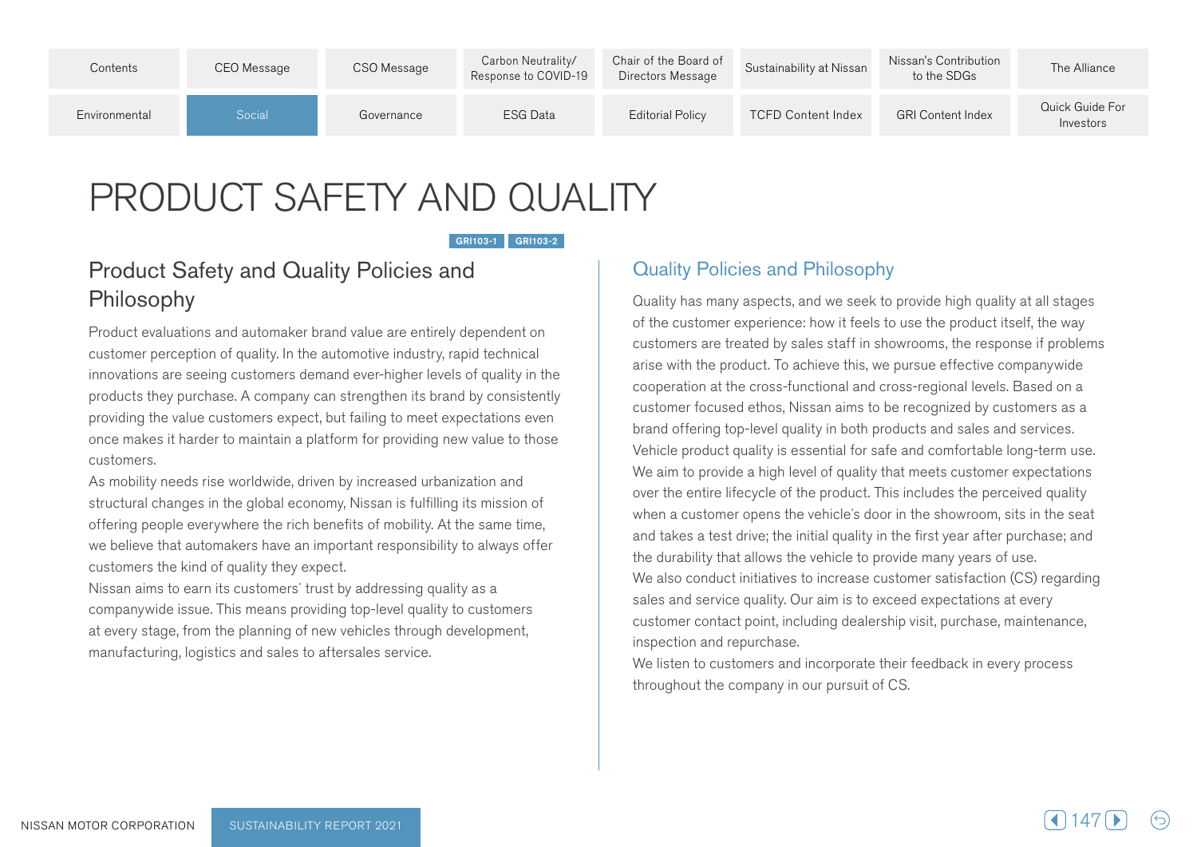# PRODUCT SAFETY AND QUALITY

GRI103-1 GRI103-2

## Product Safety and Quality Policies and Philosophy

Product evaluations and automaker brand value are entirely dependent on customer perception of quality. In the automotive industry, rapid technical innovations are seeing customers demand ever-higher levels of quality in the products they purchase. A company can strengthen its brand by consistently providing the value customers expect, but failing to meet expectations even once makes it harder to maintain a platform for providing new value to those customers.

As mobility needs rise worldwide, driven by increased urbanization and structural changes in the global economy, Nissan is fulfilling its mission of offering people everywhere the rich benefits of mobility. At the same time, we believe that automakers have an important responsibility to always offer customers the kind of quality they expect.

Nissan aims to earn its customers' trust by addressing quality as a companywide issue. This means providing top-level quality to customers at every stage, from the planning of new vehicles through development, manufacturing, logistics and sales to aftersales service.

## Quality Policies and Philosophy

Quality has many aspects, and we seek to provide high quality at all stages of the customer experience: how it feels to use the product itself, the way customers are treated by sales staff in showrooms, the response if problems arise with the product. To achieve this, we pursue effective companywide cooperation at the cross-functional and cross-regional levels. Based on a customer focused ethos, Nissan aims to be recognized by customers as a brand offering top-level quality in both products and sales and services.

Vehicle product quality is essential for safe and comfortable long-term use. We aim to provide a high level of quality that meets customer expectations over the entire lifecycle of the product. This includes the perceived quality when a customer opens the vehicle's door in the showroom, sits in the seat and takes a test drive; the initial quality in the first year after purchase; and the durability that allows the vehicle to provide many years of use.

We also conduct initiatives to increase customer satisfaction (CS) regarding sales and service quality. Our aim is to exceed expectations at every customer contact point, including dealership visit, purchase, maintenance, inspection and repurchase.

We listen to customers and incorporate their feedback in every process throughout the company in our pursuit of CS.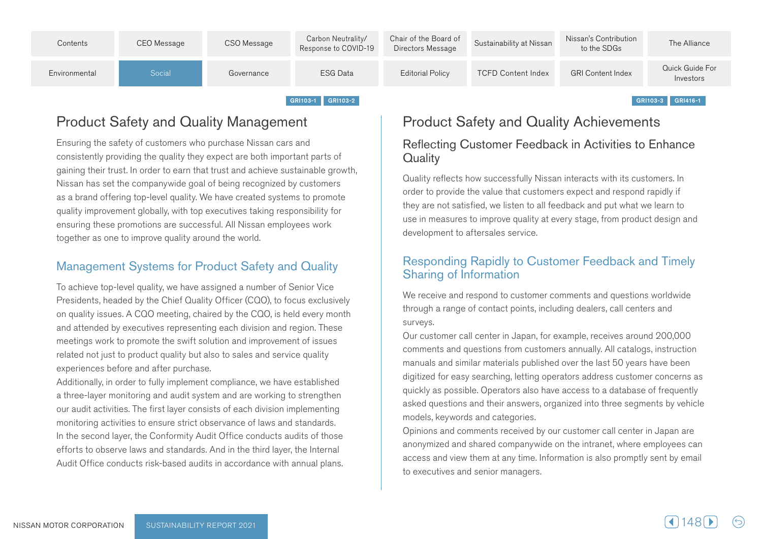GRI103-1 GRI103-2

# Product Safety and Quality Management

Ensuring the safety of customers who purchase Nissan cars and consistently providing the quality they expect are both important parts of gaining their trust. In order to earn that trust and achieve sustainable growth, Nissan has set the companywide goal of being recognized by customers as a brand offering top-level quality. We have created systems to promote quality improvement globally, with top executives taking responsibility for ensuring these promotions are successful. All Nissan employees work together as one to improve quality around the world.

## Management Systems for Product Safety and Quality

To achieve top-level quality, we have assigned a number of Senior Vice Presidents, headed by the Chief Quality Officer (CQO), to focus exclusively on quality issues. A CQO meeting, chaired by the CQO, is held every month and attended by executives representing each division and region. These meetings work to promote the swift solution and improvement of issues related not just to product quality but also to sales and service quality experiences before and after purchase.

Additionally, in order to fully implement compliance, we have established a three-layer monitoring and audit system and are working to strengthen our audit activities. The first layer consists of each division implementing monitoring activities to ensure strict observance of laws and standards. In the second layer, the Conformity Audit Office conducts audits of those efforts to observe laws and standards. And in the third layer, the Internal Audit Office conducts risk-based audits in accordance with annual plans.

GRI103-3 GRI416-1

# Product Safety and Quality Achievements

## Reflecting Customer Feedback in Activities to Enhance Quality

Quality reflects how successfully Nissan interacts with its customers. In order to provide the value that customers expect and respond rapidly if they are not satisfied, we listen to all feedback and put what we learn to use in measures to improve quality at every stage, from product design and development to aftersales service.

### Responding Rapidly to Customer Feedback and Timely Sharing of Information

We receive and respond to customer comments and questions worldwide through a range of contact points, including dealers, call centers and surveys.

Our customer call center in Japan, for example, receives around 200,000 comments and questions from customers annually. All catalogs, instruction manuals and similar materials published over the last 50 years have been digitized for easy searching, letting operators address customer concerns as quickly as possible. Operators also have access to a database of frequently asked questions and their answers, organized into three segments by vehicle models, keywords and categories.

Opinions and comments received by our customer call center in Japan are anonymized and shared companywide on the intranet, where employees can access and view them at any time. Information is also promptly sent by email to executives and senior managers.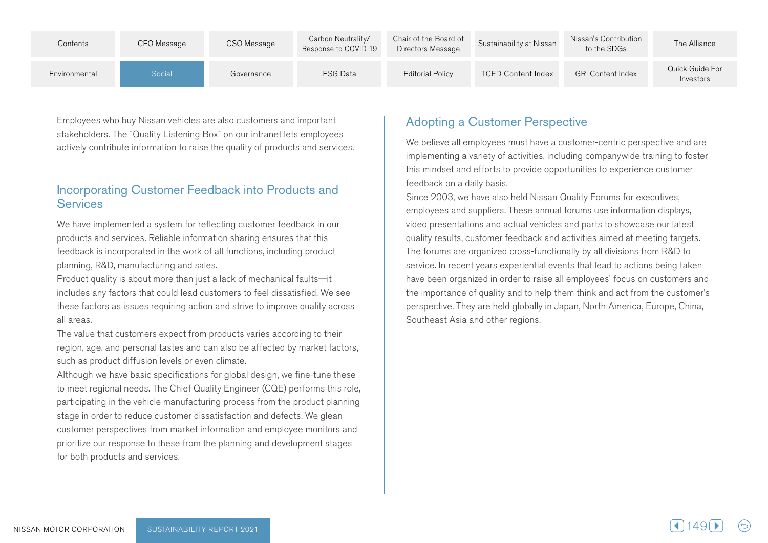Employees who buy Nissan vehicles are also customers and important stakeholders. The “Quality Listening Box” on our intranet lets employees actively contribute information to raise the quality of products and services.

## Incorporating Customer Feedback into Products and Services

We have implemented a system for reflecting customer feedback in our products and services. Reliable information sharing ensures that this feedback is incorporated in the work of all functions, including product planning, R&D, manufacturing and sales.

Product quality is about more than just a lack of mechanical faults—it includes any factors that could lead customers to feel dissatisfied. We see these factors as issues requiring action and strive to improve quality across all areas.

The value that customers expect from products varies according to their region, age, and personal tastes and can also be affected by market factors, such as product diffusion levels or even climate.

Although we have basic specifications for global design, we fine-tune these to meet regional needs. The Chief Quality Engineer (CQE) performs this role, participating in the vehicle manufacturing process from the product planning stage in order to reduce customer dissatisfaction and defects. We glean customer perspectives from market information and employee monitors and prioritize our response to these from the planning and development stages for both products and services.

## Adopting a Customer Perspective

We believe all employees must have a customer-centric perspective and are implementing a variety of activities, including companywide training to foster this mindset and efforts to provide opportunities to experience customer feedback on a daily basis.

Since 2003, we have also held Nissan Quality Forums for executives, employees and suppliers. These annual forums use information displays, video presentations and actual vehicles and parts to showcase our latest quality results, customer feedback and activities aimed at meeting targets. The forums are organized cross-functionally by all divisions from R&D to service. In recent years experiential events that lead to actions being taken have been organized in order to raise all employees' focus on customers and the importance of quality and to help them think and act from the customer's perspective. They are held globally in Japan, North America, Europe, China, Southeast Asia and other regions.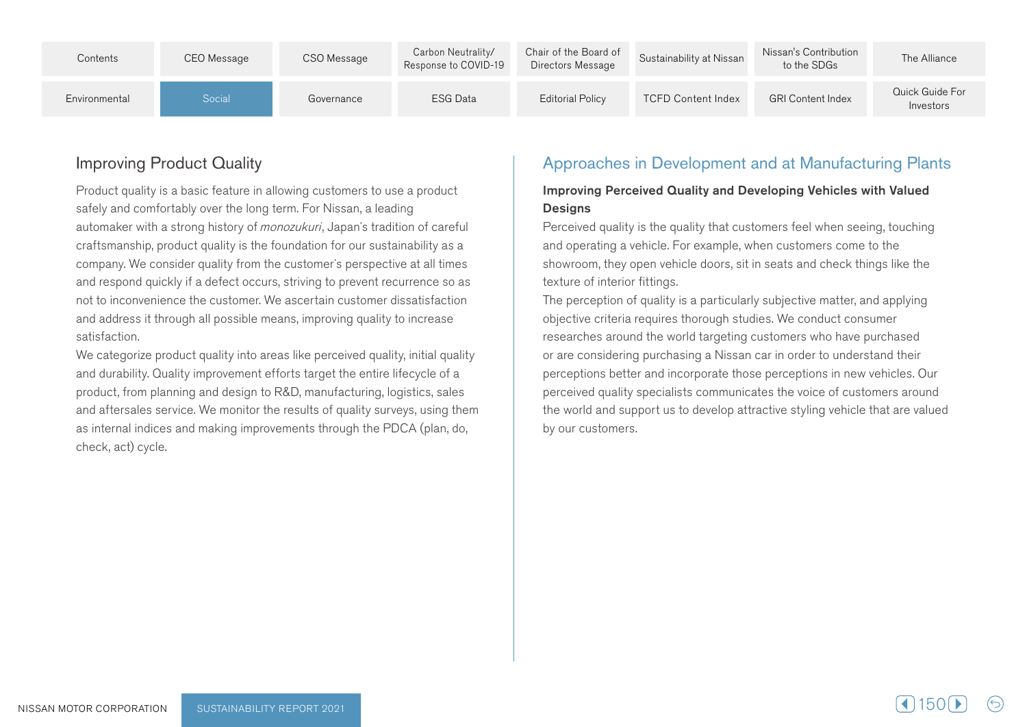## Improving Product Quality

Product quality is a basic feature in allowing customers to use a product safely and comfortably over the long term. For Nissan, a leading automaker with a strong history of *monozukuri*, Japan's tradition of careful craftsmanship, product quality is the foundation for our sustainability as a company. We consider quality from the customer's perspective at all times and respond quickly if a defect occurs, striving to prevent recurrence so as not to inconvenience the customer. We ascertain customer dissatisfaction and address it through all possible means, improving quality to increase satisfaction.

We categorize product quality into areas like perceived quality, initial quality and durability. Quality improvement efforts target the entire lifecycle of a product, from planning and design to R&D, manufacturing, logistics, sales and aftersales service. We monitor the results of quality surveys, using them as internal indices and making improvements through the PDCA (plan, do, check, act) cycle.

## Approaches in Development and at Manufacturing Plants

### Improving Perceived Quality and Developing Vehicles with Valued Designs

Perceived quality is the quality that customers feel when seeing, touching and operating a vehicle. For example, when customers come to the showroom, they open vehicle doors, sit in seats and check things like the texture of interior fittings.

The perception of quality is a particularly subjective matter, and applying objective criteria requires thorough studies. We conduct consumer researches around the world targeting customers who have purchased or are considering purchasing a Nissan car in order to understand their perceptions better and incorporate those perceptions in new vehicles. Our perceived quality specialists communicates the voice of customers around the world and support us to develop attractive styling vehicle that are valued by our customers.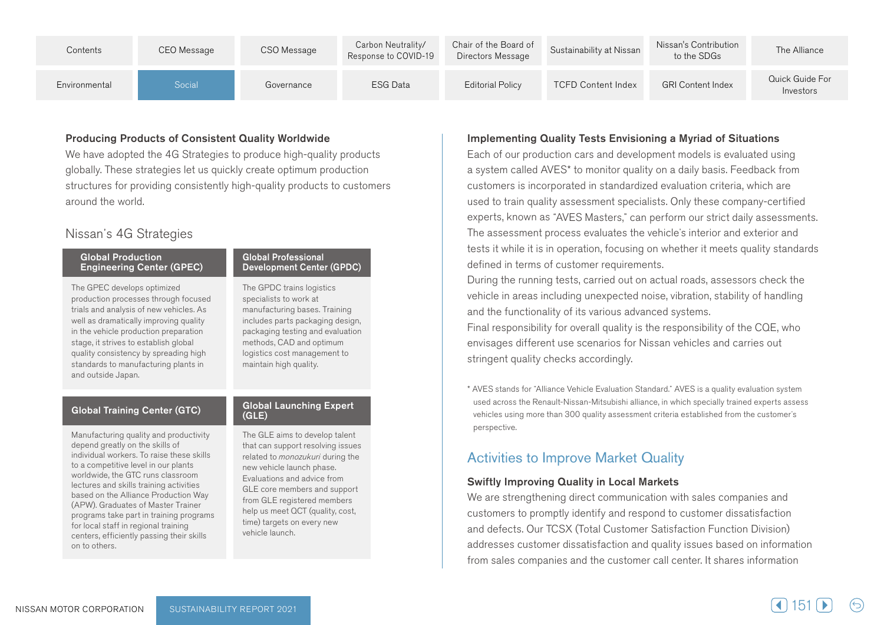### Producing Products of Consistent Quality Worldwide

We have adopted the 4G Strategies to produce high-quality products globally. These strategies let us quickly create optimum production structures for providing consistently high-quality products to customers around the world.

## Nissan's 4G Strategies

**Global Production Engineering Center (GPEC)**

The GPEC develops optimized production processes through focused trials and analysis of new vehicles. As well as dramatically improving quality in the vehicle production preparation stage, it strives to establish global quality consistency by spreading high standards to manufacturing plants in and outside Japan.

**Global Professional Development Center (GPDC)**

The GPDC trains logistics specialists to work at manufacturing bases. Training includes parts packaging design, packaging testing and evaluation methods, CAD and optimum logistics cost management to maintain high quality.

**Global Training Center (GTC)**

Manufacturing quality and productivity depend greatly on the skills of individual workers. To raise these skills to a competitive level in our plants worldwide, the GTC runs classroom lectures and skills training activities based on the Alliance Production Way (APW). Graduates of Master Trainer programs take part in training programs for local staff in regional training centers, efficiently passing their skills on to others.

**Global Launching Expert (GLE)**

The GLE aims to develop talent that can support resolving issues related to *monozukuri* during the new vehicle launch phase. Evaluations and advice from GLE core members and support from GLE registered members help us meet QCT (quality, cost, time) targets on every new vehicle launch.

### Implementing Quality Tests Envisioning a Myriad of Situations

Each of our production cars and development models is evaluated using a system called AVES* to monitor quality on a daily basis. Feedback from customers is incorporated in standardized evaluation criteria, which are used to train quality assessment specialists. Only these company-certified experts, known as "AVES Masters," can perform our strict daily assessments. The assessment process evaluates the vehicle's interior and exterior and tests it while it is in operation, focusing on whether it meets quality standards defined in terms of customer requirements.

During the running tests, carried out on actual roads, assessors check the vehicle in areas including unexpected noise, vibration, stability of handling and the functionality of its various advanced systems.

Final responsibility for overall quality is the responsibility of the CQE, who envisages different use scenarios for Nissan vehicles and carries out stringent quality checks accordingly.

\* AVES stands for "Alliance Vehicle Evaluation Standard." AVES is a quality evaluation system used across the Renault-Nissan-Mitsubishi alliance, in which specially trained experts assess vehicles using more than 300 quality assessment criteria established from the customer's perspective.

## Activities to Improve Market Quality

### Swiftly Improving Quality in Local Markets

We are strengthening direct communication with sales companies and customers to promptly identify and respond to customer dissatisfaction and defects. Our TCSX (Total Customer Satisfaction Function Division) addresses customer dissatisfaction and quality issues based on information from sales companies and the customer call center. It shares information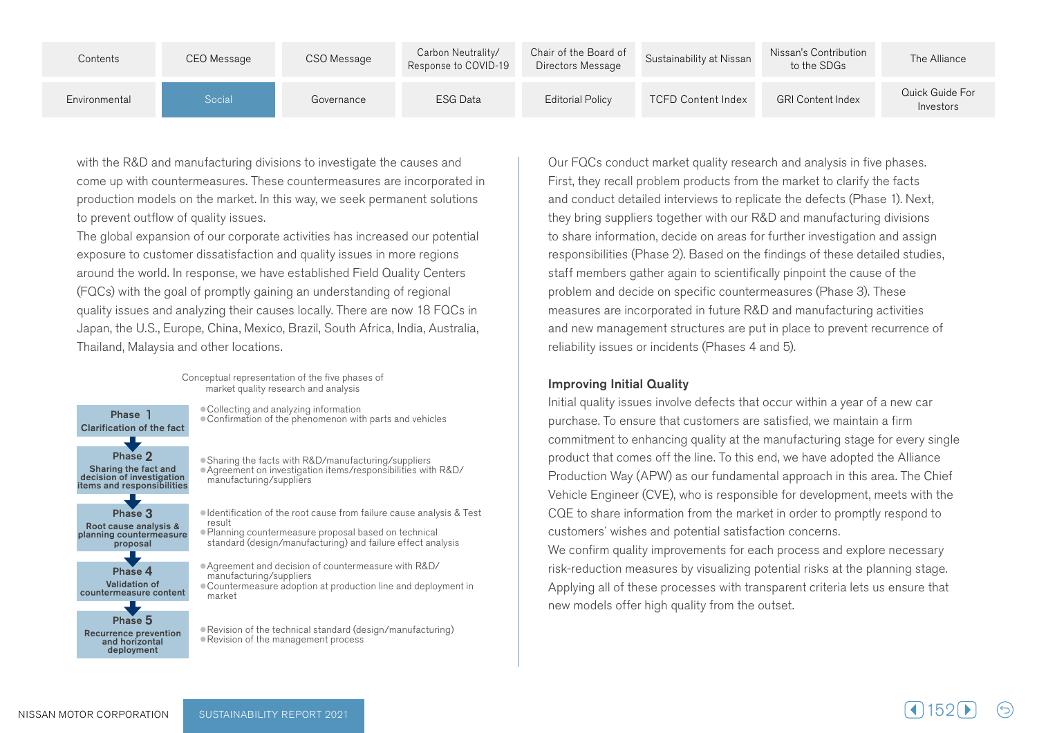with the R&D and manufacturing divisions to investigate the causes and come up with countermeasures. These countermeasures are incorporated in production models on the market. In this way, we seek permanent solutions to prevent outflow of quality issues.

The global expansion of our corporate activities has increased our potential exposure to customer dissatisfaction and quality issues in more regions around the world. In response, we have established Field Quality Centers (FQCs) with the goal of promptly gaining an understanding of regional quality issues and analyzing their causes locally. There are now 18 FQCs in Japan, the U.S., Europe, China, Mexico, Brazil, South Africa, India, Australia, Thailand, Malaysia and other locations.

Conceptual representation of the five phases of market quality research and analysis

| Phase | Activities |
|---|---|
| **Phase 1** Clarification of the fact | ● Collecting and analyzing information<br>● Confirmation of the phenomenon with parts and vehicles |
| **Phase 2** Sharing the fact and decision of investigation items and responsibilities | ● Sharing the facts with R&D/manufacturing/suppliers<br>● Agreement on investigation items/responsibilities with R&D/manufacturing/suppliers |
| **Phase 3** Root cause analysis & planning countermeasure proposal | ● Identification of the root cause from failure cause analysis & Test result<br>● Planning countermeasure proposal based on technical standard (design/manufacturing) and failure effect analysis |
| **Phase 4** Validation of countermeasure content | ● Agreement and decision of countermeasure with R&D/manufacturing/suppliers<br>● Countermeasure adoption at production line and deployment in market |
| **Phase 5** Recurrence prevention and horizontal deployment | ● Revision of the technical standard (design/manufacturing)<br>● Revision of the management process |

Our FQCs conduct market quality research and analysis in five phases. First, they recall problem products from the market to clarify the facts and conduct detailed interviews to replicate the defects (Phase 1). Next, they bring suppliers together with our R&D and manufacturing divisions to share information, decide on areas for further investigation and assign responsibilities (Phase 2). Based on the findings of these detailed studies, staff members gather again to scientifically pinpoint the cause of the problem and decide on specific countermeasures (Phase 3). These measures are incorporated in future R&D and manufacturing activities and new management structures are put in place to prevent recurrence of reliability issues or incidents (Phases 4 and 5).

### Improving Initial Quality

Initial quality issues involve defects that occur within a year of a new car purchase. To ensure that customers are satisfied, we maintain a firm commitment to enhancing quality at the manufacturing stage for every single product that comes off the line. To this end, we have adopted the Alliance Production Way (APW) as our fundamental approach in this area. The Chief Vehicle Engineer (CVE), who is responsible for development, meets with the CQE to share information from the market in order to promptly respond to customers' wishes and potential satisfaction concerns.

We confirm quality improvements for each process and explore necessary risk-reduction measures by visualizing potential risks at the planning stage. Applying all of these processes with transparent criteria lets us ensure that new models offer high quality from the outset.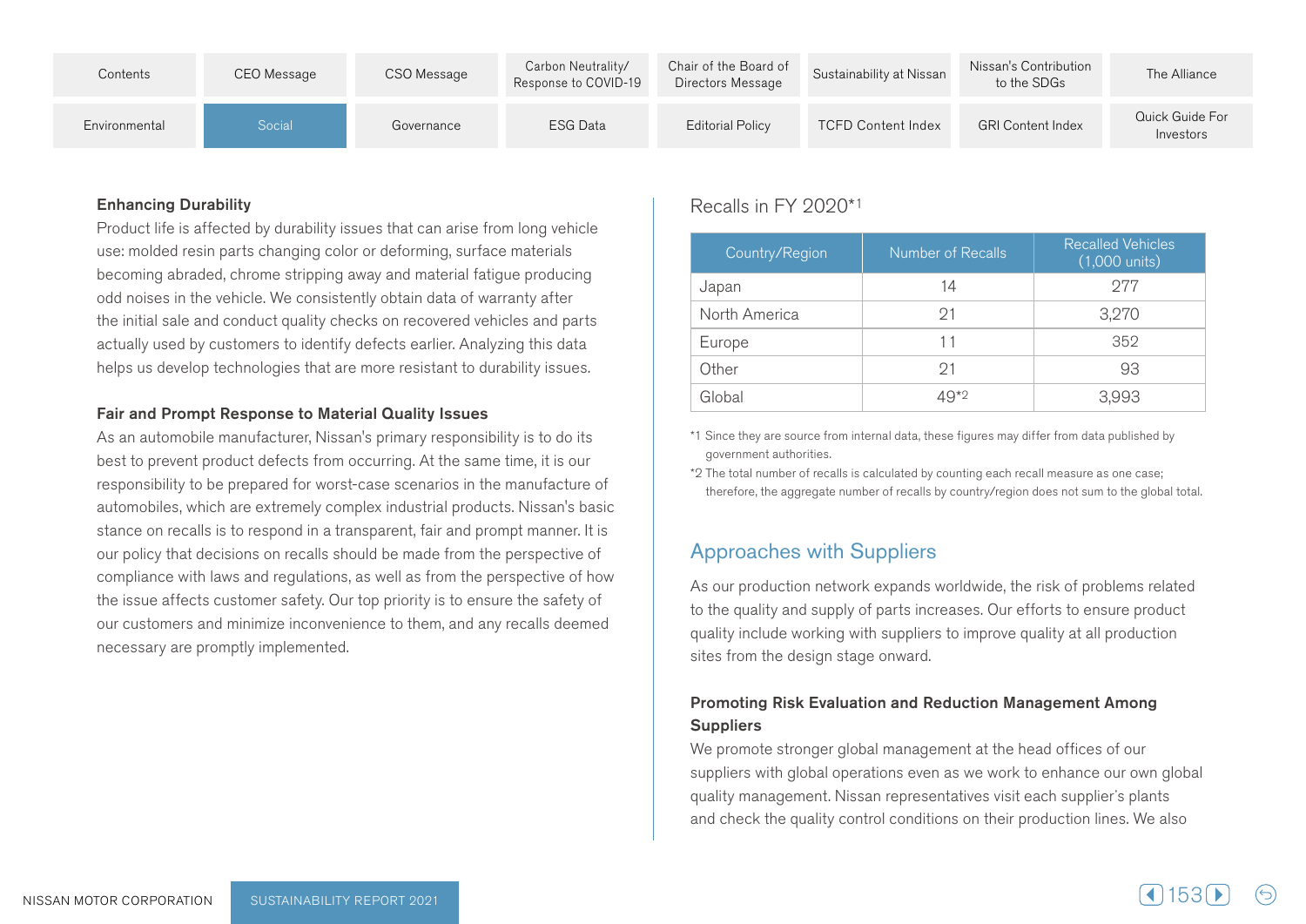### Enhancing Durability

Product life is affected by durability issues that can arise from long vehicle use: molded resin parts changing color or deforming, surface materials becoming abraded, chrome stripping away and material fatigue producing odd noises in the vehicle. We consistently obtain data of warranty after the initial sale and conduct quality checks on recovered vehicles and parts actually used by customers to identify defects earlier. Analyzing this data helps us develop technologies that are more resistant to durability issues.

### Fair and Prompt Response to Material Quality Issues

As an automobile manufacturer, Nissan's primary responsibility is to do its best to prevent product defects from occurring. At the same time, it is our responsibility to be prepared for worst-case scenarios in the manufacture of automobiles, which are extremely complex industrial products. Nissan's basic stance on recalls is to respond in a transparent, fair and prompt manner. It is our policy that decisions on recalls should be made from the perspective of compliance with laws and regulations, as well as from the perspective of how the issue affects customer safety. Our top priority is to ensure the safety of our customers and minimize inconvenience to them, and any recalls deemed necessary are promptly implemented.

Recalls in FY 2020*1

| Country/Region | Number of Recalls | Recalled Vehicles (1,000 units) |
|---|---|---|
| Japan | 14 | 277 |
| North America | 21 | 3,270 |
| Europe | 11 | 352 |
| Other | 21 | 93 |
| Global | 49*2 | 3,993 |

*1 Since they are source from internal data, these figures may differ from data published by government authorities.

*2 The total number of recalls is calculated by counting each recall measure as one case; therefore, the aggregate number of recalls by country/region does not sum to the global total.

## Approaches with Suppliers

As our production network expands worldwide, the risk of problems related to the quality and supply of parts increases. Our efforts to ensure product quality include working with suppliers to improve quality at all production sites from the design stage onward.

### Promoting Risk Evaluation and Reduction Management Among Suppliers

We promote stronger global management at the head offices of our suppliers with global operations even as we work to enhance our own global quality management. Nissan representatives visit each supplier's plants and check the quality control conditions on their production lines. We also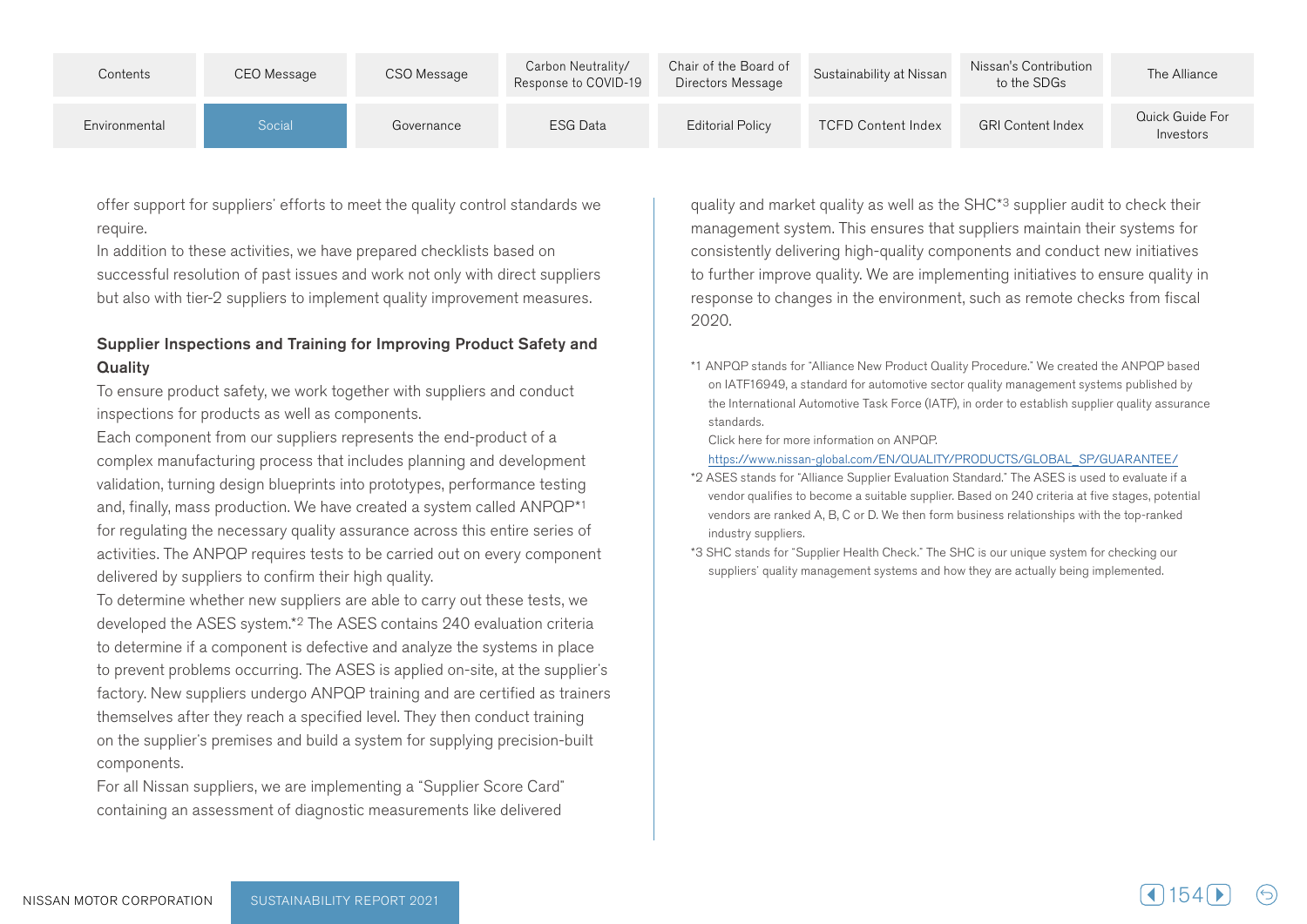offer support for suppliers' efforts to meet the quality control standards we require.

In addition to these activities, we have prepared checklists based on successful resolution of past issues and work not only with direct suppliers but also with tier-2 suppliers to implement quality improvement measures.

### Supplier Inspections and Training for Improving Product Safety and Quality

To ensure product safety, we work together with suppliers and conduct inspections for products as well as components.

Each component from our suppliers represents the end-product of a complex manufacturing process that includes planning and development validation, turning design blueprints into prototypes, performance testing and, finally, mass production. We have created a system called ANPQP*1 for regulating the necessary quality assurance across this entire series of activities. The ANPQP requires tests to be carried out on every component delivered by suppliers to confirm their high quality.

To determine whether new suppliers are able to carry out these tests, we developed the ASES system.*2 The ASES contains 240 evaluation criteria to determine if a component is defective and analyze the systems in place to prevent problems occurring. The ASES is applied on-site, at the supplier's factory. New suppliers undergo ANPQP training and are certified as trainers themselves after they reach a specified level. They then conduct training on the supplier's premises and build a system for supplying precision-built components.

For all Nissan suppliers, we are implementing a "Supplier Score Card" containing an assessment of diagnostic measurements like delivered quality and market quality as well as the SHC*3 supplier audit to check their management system. This ensures that suppliers maintain their systems for consistently delivering high-quality components and conduct new initiatives to further improve quality. We are implementing initiatives to ensure quality in response to changes in the environment, such as remote checks from fiscal 2020.

*1 ANPQP stands for "Alliance New Product Quality Procedure." We created the ANPQP based on IATF16949, a standard for automotive sector quality management systems published by the International Automotive Task Force (IATF), in order to establish supplier quality assurance standards.
Click here for more information on ANPQP.
https://www.nissan-global.com/EN/QUALITY/PRODUCTS/GLOBAL_SP/GUARANTEE/

*2 ASES stands for "Alliance Supplier Evaluation Standard." The ASES is used to evaluate if a vendor qualifies to become a suitable supplier. Based on 240 criteria at five stages, potential vendors are ranked A, B, C or D. We then form business relationships with the top-ranked industry suppliers.

*3 SHC stands for "Supplier Health Check." The SHC is our unique system for checking our suppliers' quality management systems and how they are actually being implemented.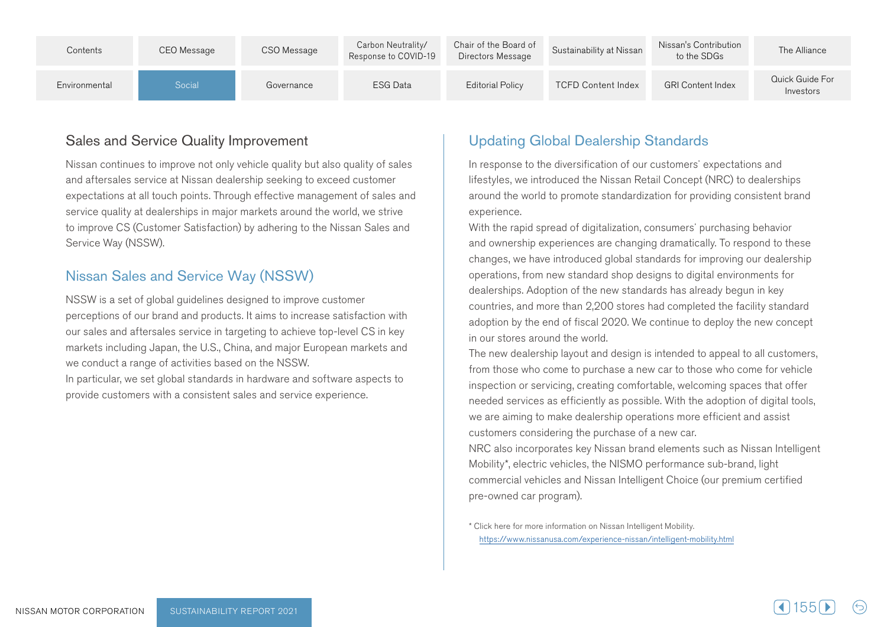## Sales and Service Quality Improvement

Nissan continues to improve not only vehicle quality but also quality of sales and aftersales service at Nissan dealership seeking to exceed customer expectations at all touch points. Through effective management of sales and service quality at dealerships in major markets around the world, we strive to improve CS (Customer Satisfaction) by adhering to the Nissan Sales and Service Way (NSSW).

### Nissan Sales and Service Way (NSSW)

NSSW is a set of global guidelines designed to improve customer perceptions of our brand and products. It aims to increase satisfaction with our sales and aftersales service in targeting to achieve top-level CS in key markets including Japan, the U.S., China, and major European markets and we conduct a range of activities based on the NSSW.
In particular, we set global standards in hardware and software aspects to provide customers with a consistent sales and service experience.

### Updating Global Dealership Standards

In response to the diversification of our customers' expectations and lifestyles, we introduced the Nissan Retail Concept (NRC) to dealerships around the world to promote standardization for providing consistent brand experience.
With the rapid spread of digitalization, consumers' purchasing behavior and ownership experiences are changing dramatically. To respond to these changes, we have introduced global standards for improving our dealership operations, from new standard shop designs to digital environments for dealerships. Adoption of the new standards has already begun in key countries, and more than 2,200 stores had completed the facility standard adoption by the end of fiscal 2020. We continue to deploy the new concept in our stores around the world.
The new dealership layout and design is intended to appeal to all customers, from those who come to purchase a new car to those who come for vehicle inspection or servicing, creating comfortable, welcoming spaces that offer needed services as efficiently as possible. With the adoption of digital tools, we are aiming to make dealership operations more efficient and assist customers considering the purchase of a new car.
NRC also incorporates key Nissan brand elements such as Nissan Intelligent Mobility*, electric vehicles, the NISMO performance sub-brand, light commercial vehicles and Nissan Intelligent Choice (our premium certified pre-owned car program).

\* Click here for more information on Nissan Intelligent Mobility.
https://www.nissanusa.com/experience-nissan/intelligent-mobility.html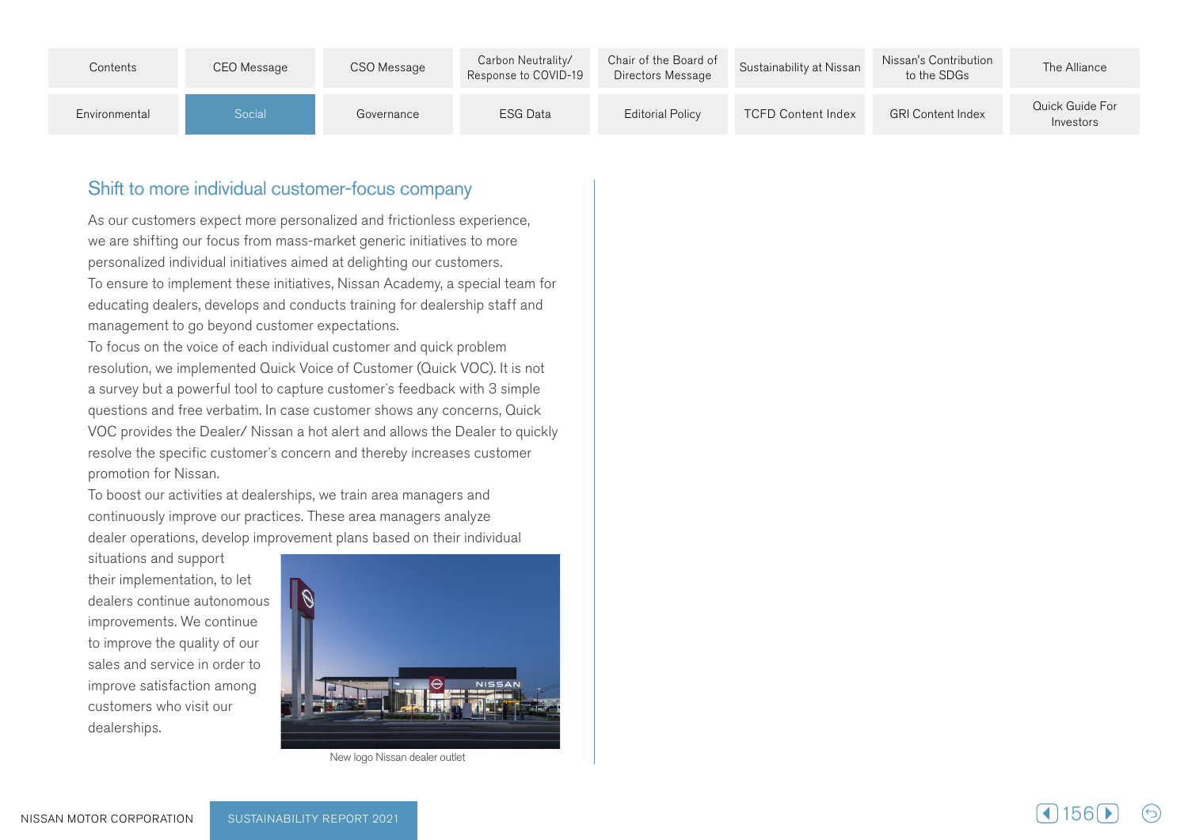## Shift to more individual customer-focus company

As our customers expect more personalized and frictionless experience, we are shifting our focus from mass-market generic initiatives to more personalized individual initiatives aimed at delighting our customers.

To ensure to implement these initiatives, Nissan Academy, a special team for educating dealers, develops and conducts training for dealership staff and management to go beyond customer expectations.

To focus on the voice of each individual customer and quick problem resolution, we implemented Quick Voice of Customer (Quick VOC). It is not a survey but a powerful tool to capture customer's feedback with 3 simple questions and free verbatim. In case customer shows any concerns, Quick VOC provides the Dealer/ Nissan a hot alert and allows the Dealer to quickly resolve the specific customer's concern and thereby increases customer promotion for Nissan.

To boost our activities at dealerships, we train area managers and continuously improve our practices. These area managers analyze dealer operations, develop improvement plans based on their individual situations and support their implementation, to let dealers continue autonomous improvements. We continue to improve the quality of our sales and service in order to improve satisfaction among customers who visit our dealerships.

New logo Nissan dealer outlet